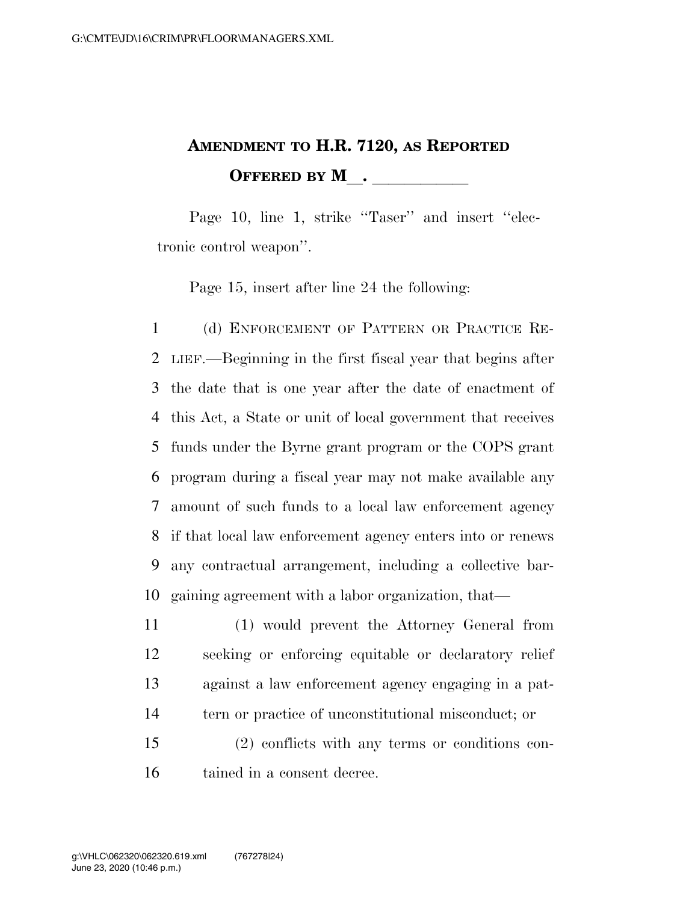# AMENDMENT TO H.R. 7120, AS REPORTED

## OFFERED BY M\_\_. \_\_\_\_\_\_\_\_\_\_

Page 10, line 1, strike "Taser" and insert "electronic control weapon".

Page 15, insert after line 24 the following:

(d) ENFORCEMENT OF PATTERN OR PRACTICE RELIEF.—Beginning in the first fiscal year that begins after the date that is one year after the date of enactment of this Act, a State or unit of local government that receives funds under the Byrne grant program or the COPS grant program during a fiscal year may not make available any amount of such funds to a local law enforcement agency if that local law enforcement agency enters into or renews any contractual arrangement, including a collective bargaining agreement with a labor organization, that—

(1) would prevent the Attorney General from seeking or enforcing equitable or declaratory relief against a law enforcement agency engaging in a pattern or practice of unconstitutional misconduct; or

(2) conflicts with any terms or conditions contained in a consent decree.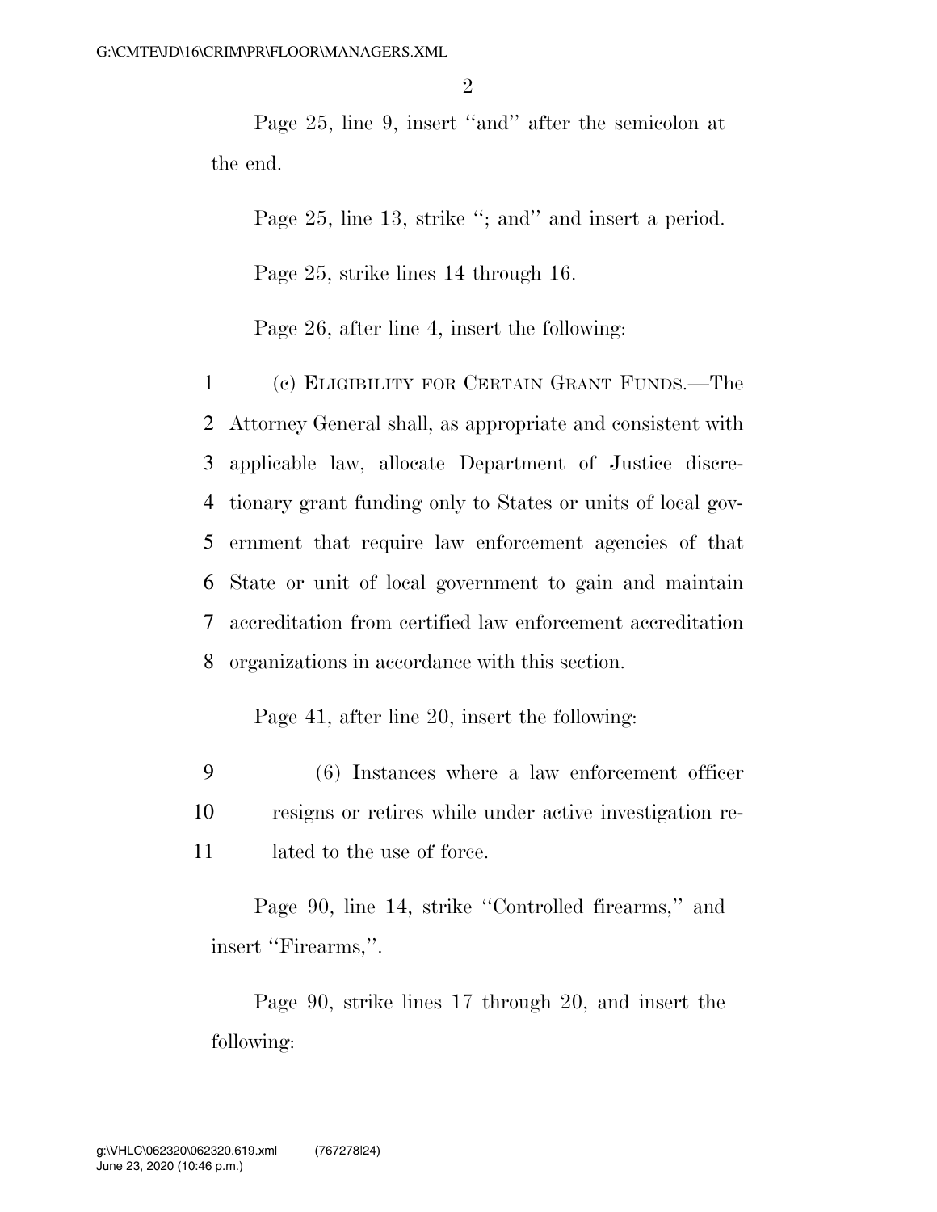Page 25, line 9, insert "and" after the semicolon at the end.

Page 25, line 13, strike "; and" and insert a period.

Page 25, strike lines 14 through 16.

Page 26, after line 4, insert the following:

1 (c) ELIGIBILITY FOR CERTAIN GRANT FUNDS.—The
2 Attorney General shall, as appropriate and consistent with
3 applicable law, allocate Department of Justice discre-
4 tionary grant funding only to States or units of local gov-
5 ernment that require law enforcement agencies of that
6 State or unit of local government to gain and maintain
7 accreditation from certified law enforcement accreditation
8 organizations in accordance with this section.

Page 41, after line 20, insert the following:

9 (6) Instances where a law enforcement officer
10 resigns or retires while under active investigation re-
11 lated to the use of force.

Page 90, line 14, strike "Controlled firearms," and insert "Firearms,".

Page 90, strike lines 17 through 20, and insert the following: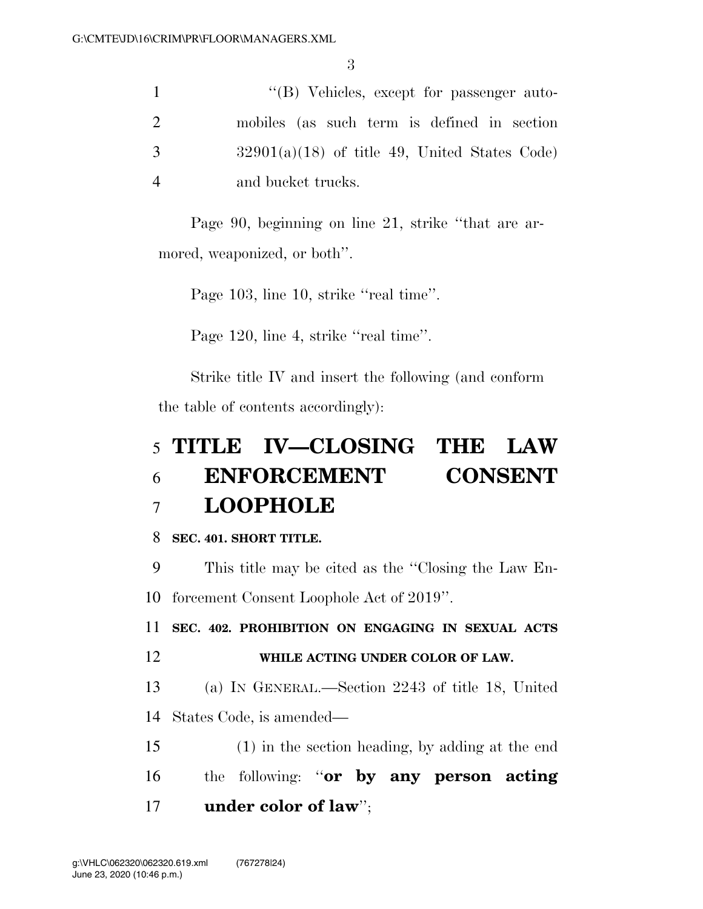"(B) Vehicles, except for passenger automobiles (as such term is defined in section 32901(a)(18) of title 49, United States Code) and bucket trucks.

Page 90, beginning on line 21, strike "that are armored, weaponized, or both".

Page 103, line 10, strike "real time".

Page 120, line 4, strike "real time".

Strike title IV and insert the following (and conform the table of contents accordingly):

# TITLE IV—CLOSING THE LAW ENFORCEMENT CONSENT LOOPHOLE

**SEC. 401. SHORT TITLE.**

This title may be cited as the "Closing the Law Enforcement Consent Loophole Act of 2019".

**SEC. 402. PROHIBITION ON ENGAGING IN SEXUAL ACTS WHILE ACTING UNDER COLOR OF LAW.**

(a) IN GENERAL.—Section 2243 of title 18, United States Code, is amended—

(1) in the section heading, by adding at the end the following: "**or by any person acting under color of law**";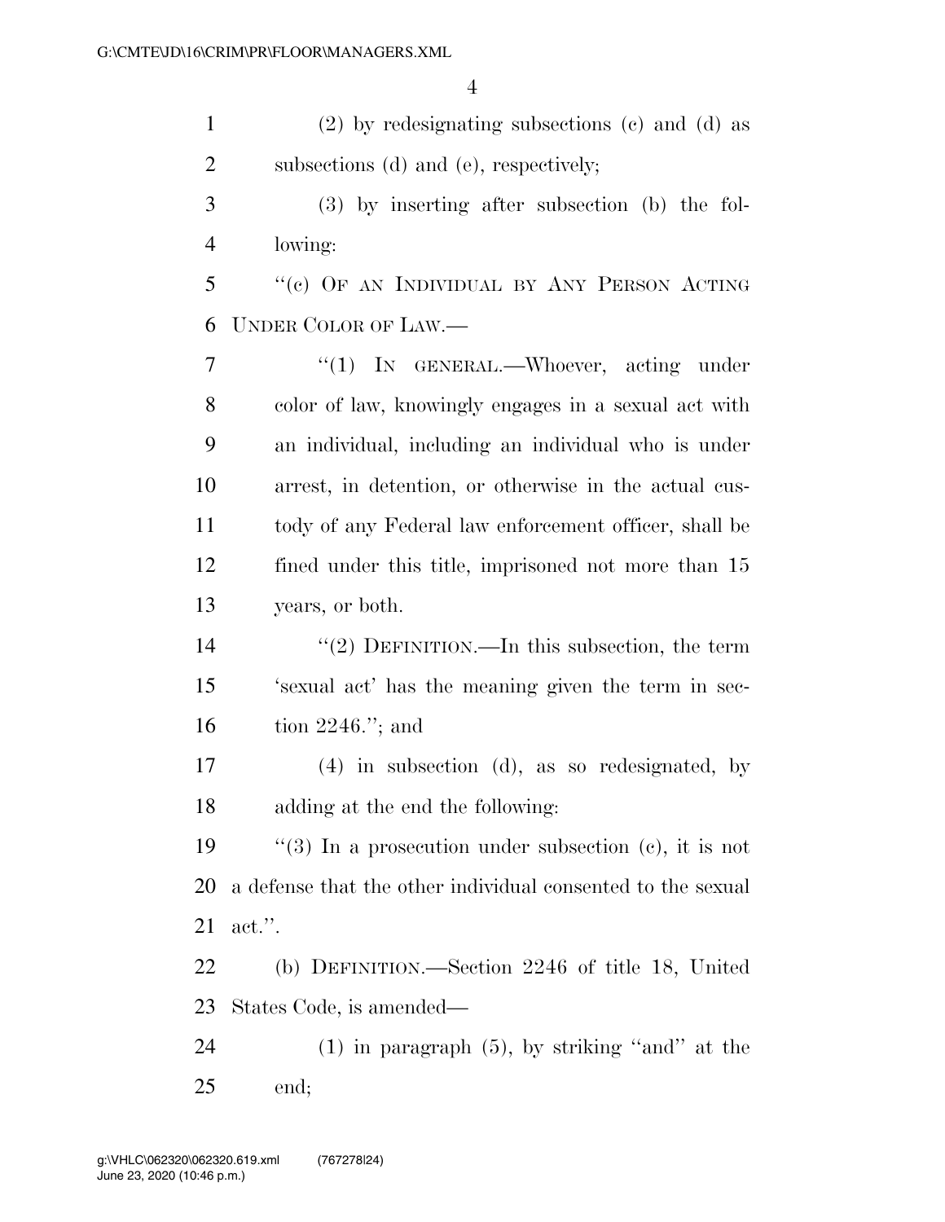(2) by redesignating subsections (c) and (d) as subsections (d) and (e), respectively;

(3) by inserting after subsection (b) the following:

''(c) OF AN INDIVIDUAL BY ANY PERSON ACTING UNDER COLOR OF LAW.—

''(1) IN GENERAL.—Whoever, acting under color of law, knowingly engages in a sexual act with an individual, including an individual who is under arrest, in detention, or otherwise in the actual custody of any Federal law enforcement officer, shall be fined under this title, imprisoned not more than 15 years, or both.

''(2) DEFINITION.—In this subsection, the term 'sexual act' has the meaning given the term in section 2246.''; and

(4) in subsection (d), as so redesignated, by adding at the end the following:

''(3) In a prosecution under subsection (c), it is not a defense that the other individual consented to the sexual act.''.

(b) DEFINITION.—Section 2246 of title 18, United States Code, is amended—

(1) in paragraph (5), by striking ''and'' at the end;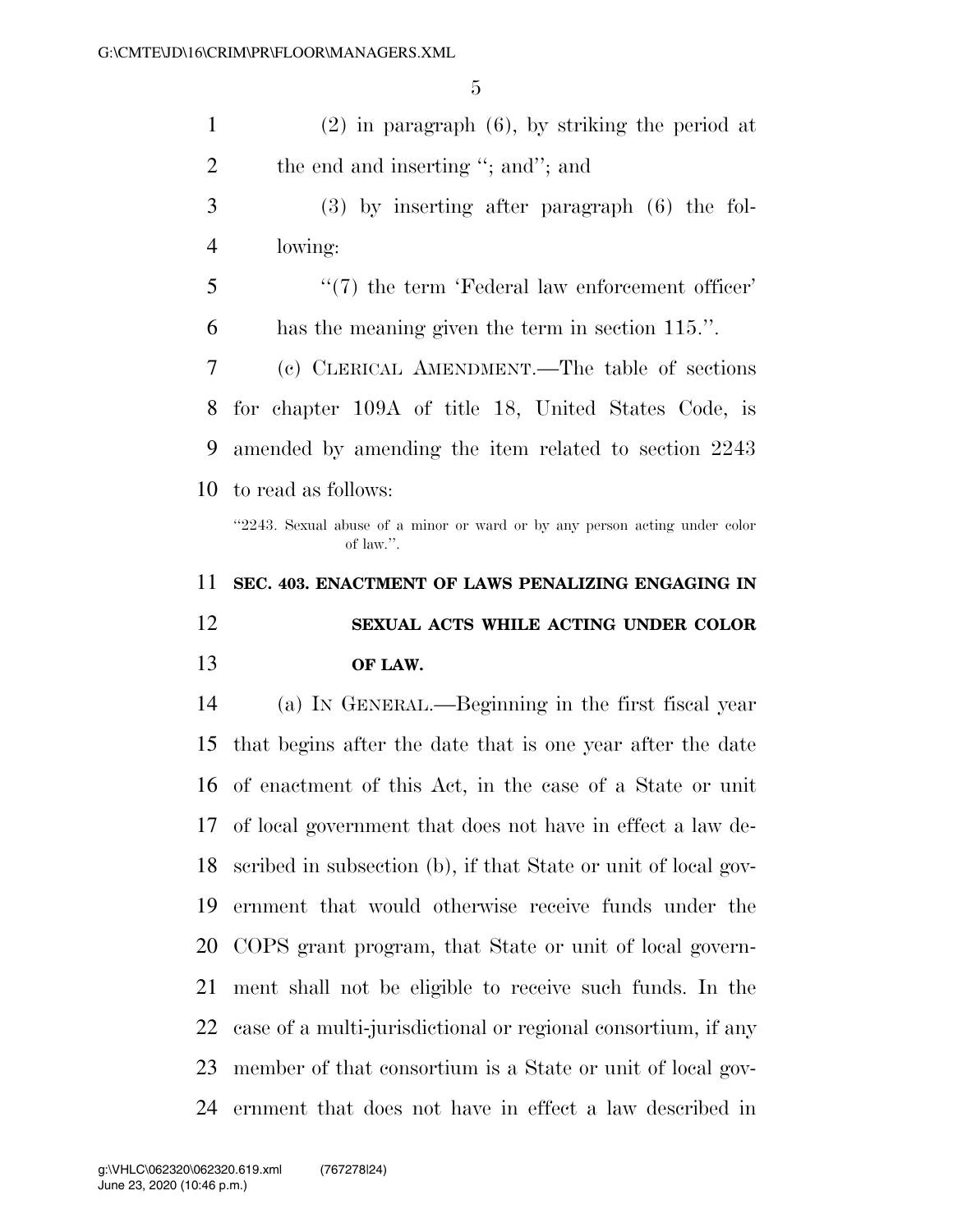(2) in paragraph (6), by striking the period at the end and inserting "; and"; and

(3) by inserting after paragraph (6) the following:

"(7) the term 'Federal law enforcement officer' has the meaning given the term in section 115.".

(c) CLERICAL AMENDMENT.—The table of sections for chapter 109A of title 18, United States Code, is amended by amending the item related to section 2243 to read as follows:

"2243. Sexual abuse of a minor or ward or by any person acting under color of law.".

### SEC. 403. ENACTMENT OF LAWS PENALIZING ENGAGING IN SEXUAL ACTS WHILE ACTING UNDER COLOR OF LAW.

(a) IN GENERAL.—Beginning in the first fiscal year that begins after the date that is one year after the date of enactment of this Act, in the case of a State or unit of local government that does not have in effect a law described in subsection (b), if that State or unit of local government that would otherwise receive funds under the COPS grant program, that State or unit of local government shall not be eligible to receive such funds. In the case of a multi-jurisdictional or regional consortium, if any member of that consortium is a State or unit of local government that does not have in effect a law described in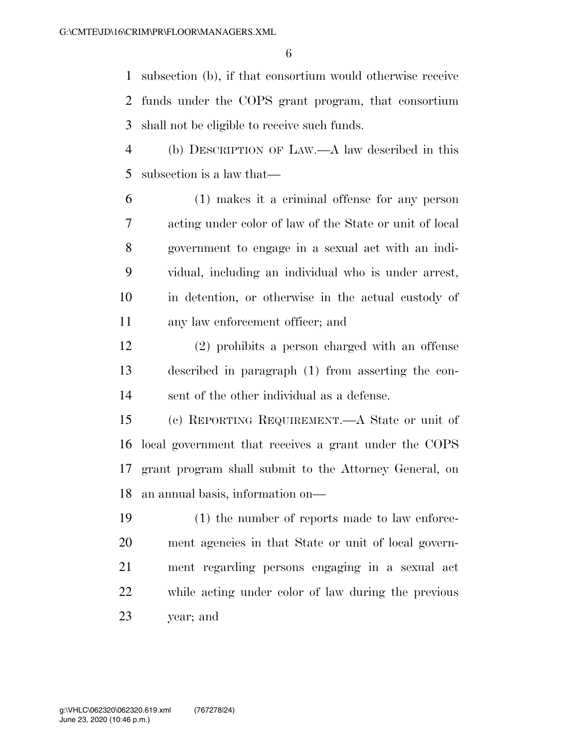subsection (b), if that consortium would otherwise receive funds under the COPS grant program, that consortium shall not be eligible to receive such funds.

(b) DESCRIPTION OF LAW.—A law described in this subsection is a law that—

(1) makes it a criminal offense for any person acting under color of law of the State or unit of local government to engage in a sexual act with an individual, including an individual who is under arrest, in detention, or otherwise in the actual custody of any law enforcement officer; and

(2) prohibits a person charged with an offense described in paragraph (1) from asserting the consent of the other individual as a defense.

(c) REPORTING REQUIREMENT.—A State or unit of local government that receives a grant under the COPS grant program shall submit to the Attorney General, on an annual basis, information on—

(1) the number of reports made to law enforcement agencies in that State or unit of local government regarding persons engaging in a sexual act while acting under color of law during the previous year; and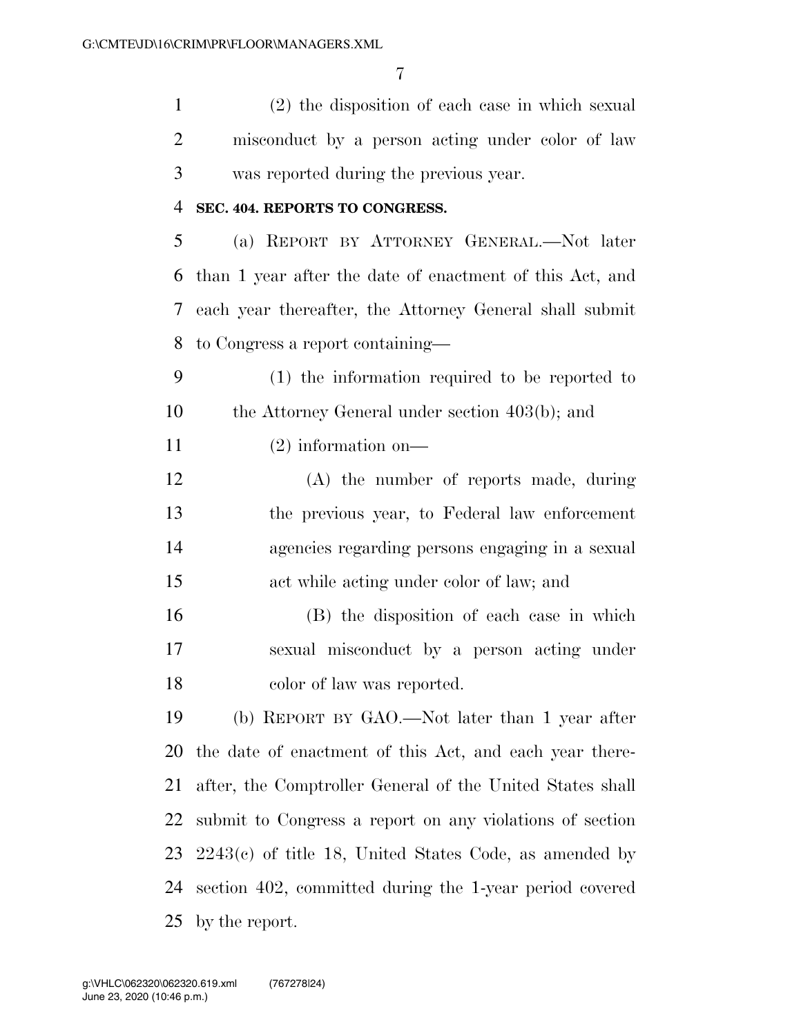(2) the disposition of each case in which sexual misconduct by a person acting under color of law was reported during the previous year.

**SEC. 404. REPORTS TO CONGRESS.**

(a) REPORT BY ATTORNEY GENERAL.—Not later than 1 year after the date of enactment of this Act, and each year thereafter, the Attorney General shall submit to Congress a report containing—

(1) the information required to be reported to the Attorney General under section 403(b); and

(2) information on—

(A) the number of reports made, during the previous year, to Federal law enforcement agencies regarding persons engaging in a sexual act while acting under color of law; and

(B) the disposition of each case in which sexual misconduct by a person acting under color of law was reported.

(b) REPORT BY GAO.—Not later than 1 year after the date of enactment of this Act, and each year thereafter, the Comptroller General of the United States shall submit to Congress a report on any violations of section 2243(c) of title 18, United States Code, as amended by section 402, committed during the 1-year period covered by the report.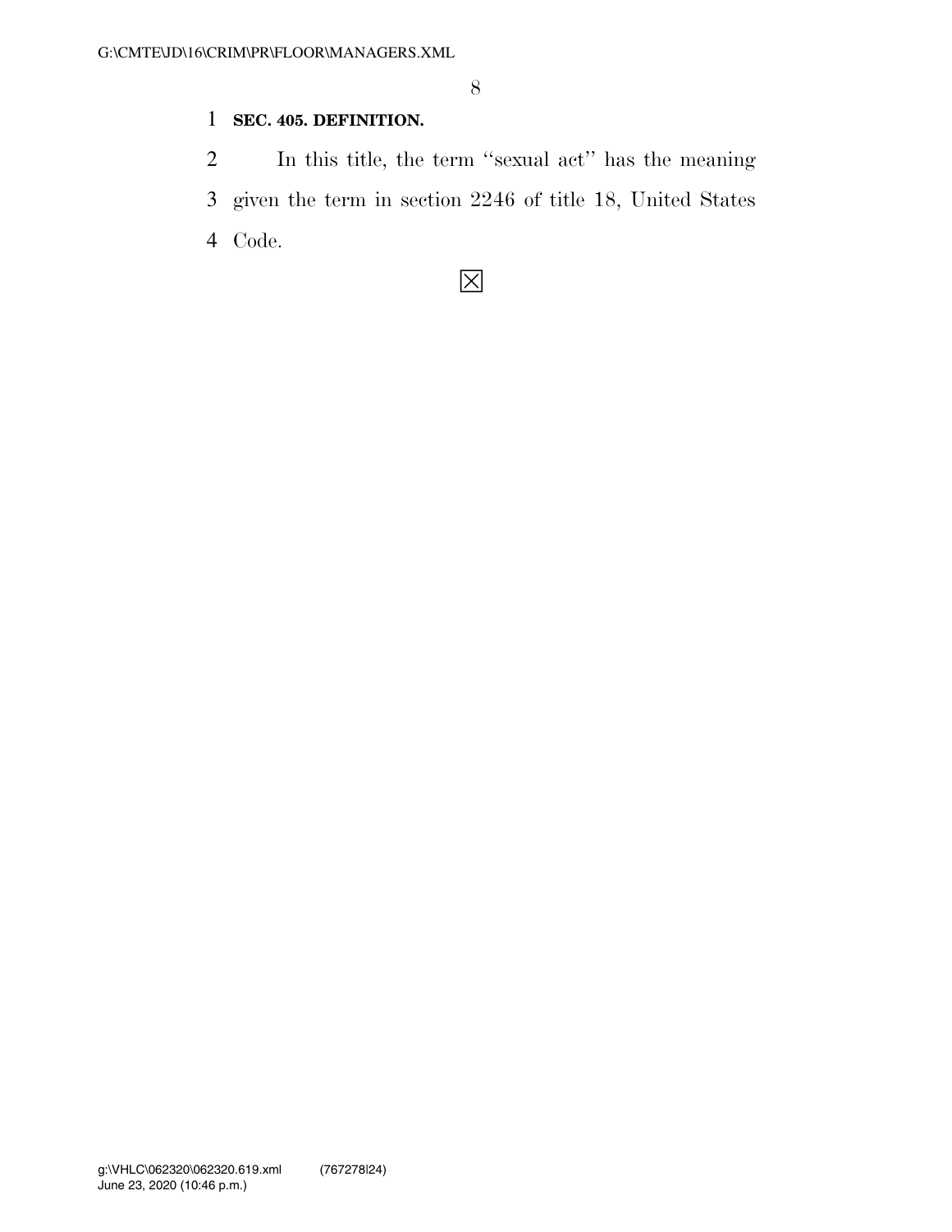**SEC. 405. DEFINITION.**

In this title, the term ''sexual act'' has the meaning given the term in section 2246 of title 18, United States Code.